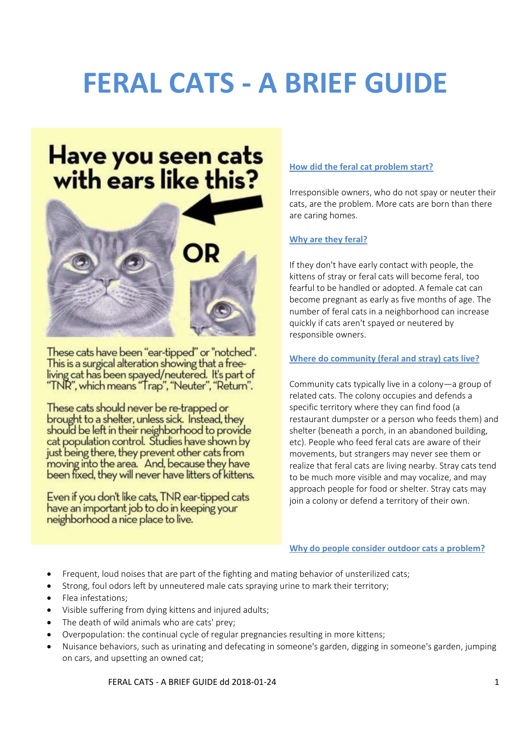# FERAL CATS - A BRIEF GUIDE

**Have you seen cats with ears like this?**

OR

These cats have been "ear-tipped" or "notched". This is a surgical alteration showing that a free-living cat has been spayed/neutered. It's part of "TNR", which means "Trap", "Neuter", "Return".

These cats should never be re-trapped or brought to a shelter, unless sick. Instead, they should be left in their neighborhood to provide cat population control. Studies have shown by just being there, they prevent other cats from moving into the area. And, because they have been fixed, they will never have litters of kittens.

Even if you don't like cats, TNR ear-tipped cats have an important job to do in keeping your neighborhood a nice place to live.

## How did the feral cat problem start?

Irresponsible owners, who do not spay or neuter their cats, are the problem. More cats are born than there are caring homes.

## Why are they feral?

If they don't have early contact with people, the kittens of stray or feral cats will become feral, too fearful to be handled or adopted. A female cat can become pregnant as early as five months of age. The number of feral cats in a neighborhood can increase quickly if cats aren't spayed or neutered by responsible owners.

## Where do community (feral and stray) cats live?

Community cats typically live in a colony—a group of related cats. The colony occupies and defends a specific territory where they can find food (a restaurant dumpster or a person who feeds them) and shelter (beneath a porch, in an abandoned building, etc). People who feed feral cats are aware of their movements, but strangers may never see them or realize that feral cats are living nearby. Stray cats tend to be much more visible and may vocalize, and may approach people for food or shelter. Stray cats may join a colony or defend a territory of their own.

## Why do people consider outdoor cats a problem?

- Frequent, loud noises that are part of the fighting and mating behavior of unsterilized cats;
- Strong, foul odors left by unneutered male cats spraying urine to mark their territory;
- Flea infestations;
- Visible suffering from dying kittens and injured adults;
- The death of wild animals who are cats' prey;
- Overpopulation: the continual cycle of regular pregnancies resulting in more kittens;
- Nuisance behaviors, such as urinating and defecating in someone's garden, digging in someone's garden, jumping on cars, and upsetting an owned cat;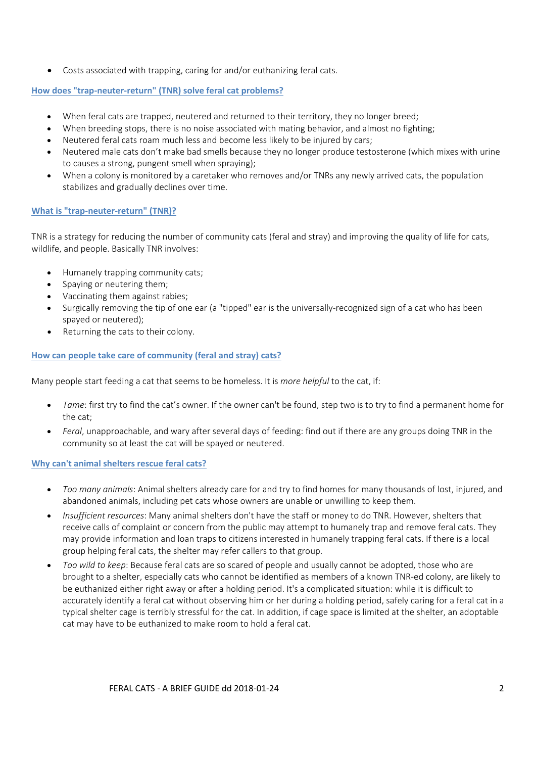- Costs associated with trapping, caring for and/or euthanizing feral cats.

### How does "trap-neuter-return" (TNR) solve feral cat problems?

- When feral cats are trapped, neutered and returned to their territory, they no longer breed;
- When breeding stops, there is no noise associated with mating behavior, and almost no fighting;
- Neutered feral cats roam much less and become less likely to be injured by cars;
- Neutered male cats don't make bad smells because they no longer produce testosterone (which mixes with urine to causes a strong, pungent smell when spraying);
- When a colony is monitored by a caretaker who removes and/or TNRs any newly arrived cats, the population stabilizes and gradually declines over time.

### What is "trap-neuter-return" (TNR)?

TNR is a strategy for reducing the number of community cats (feral and stray) and improving the quality of life for cats, wildlife, and people. Basically TNR involves:

- Humanely trapping community cats;
- Spaying or neutering them;
- Vaccinating them against rabies;
- Surgically removing the tip of one ear (a "tipped" ear is the universally-recognized sign of a cat who has been spayed or neutered);
- Returning the cats to their colony.

### How can people take care of community (feral and stray) cats?

Many people start feeding a cat that seems to be homeless. It is *more helpful* to the cat, if:

- *Tame*: first try to find the cat's owner. If the owner can't be found, step two is to try to find a permanent home for the cat;
- *Feral*, unapproachable, and wary after several days of feeding: find out if there are any groups doing TNR in the community so at least the cat will be spayed or neutered.

### Why can't animal shelters rescue feral cats?

- *Too many animals*: Animal shelters already care for and try to find homes for many thousands of lost, injured, and abandoned animals, including pet cats whose owners are unable or unwilling to keep them.
- *Insufficient resources*: Many animal shelters don't have the staff or money to do TNR. However, shelters that receive calls of complaint or concern from the public may attempt to humanely trap and remove feral cats. They may provide information and loan traps to citizens interested in humanely trapping feral cats. If there is a local group helping feral cats, the shelter may refer callers to that group.
- *Too wild to keep*: Because feral cats are so scared of people and usually cannot be adopted, those who are brought to a shelter, especially cats who cannot be identified as members of a known TNR-ed colony, are likely to be euthanized either right away or after a holding period. It's a complicated situation: while it is difficult to accurately identify a feral cat without observing him or her during a holding period, safely caring for a feral cat in a typical shelter cage is terribly stressful for the cat. In addition, if cage space is limited at the shelter, an adoptable cat may have to be euthanized to make room to hold a feral cat.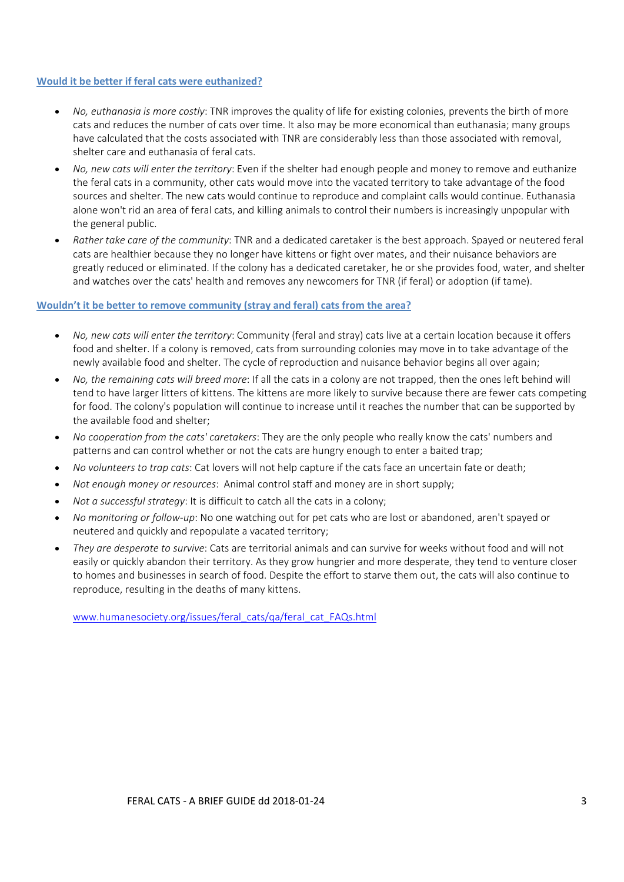### [Would it be better if feral cats were euthanized?]

- *No, euthanasia is more costly*: TNR improves the quality of life for existing colonies, prevents the birth of more cats and reduces the number of cats over time. It also may be more economical than euthanasia; many groups have calculated that the costs associated with TNR are considerably less than those associated with removal, shelter care and euthanasia of feral cats.
- *No, new cats will enter the territory*: Even if the shelter had enough people and money to remove and euthanize the feral cats in a community, other cats would move into the vacated territory to take advantage of the food sources and shelter. The new cats would continue to reproduce and complaint calls would continue. Euthanasia alone won't rid an area of feral cats, and killing animals to control their numbers is increasingly unpopular with the general public.
- *Rather take care of the community*: TNR and a dedicated caretaker is the best approach. Spayed or neutered feral cats are healthier because they no longer have kittens or fight over mates, and their nuisance behaviors are greatly reduced or eliminated. If the colony has a dedicated caretaker, he or she provides food, water, and shelter and watches over the cats' health and removes any newcomers for TNR (if feral) or adoption (if tame).

### [Wouldn't it be better to remove community (stray and feral) cats from the area?]

- *No, new cats will enter the territory*: Community (feral and stray) cats live at a certain location because it offers food and shelter. If a colony is removed, cats from surrounding colonies may move in to take advantage of the newly available food and shelter. The cycle of reproduction and nuisance behavior begins all over again;
- *No, the remaining cats will breed more*: If all the cats in a colony are not trapped, then the ones left behind will tend to have larger litters of kittens. The kittens are more likely to survive because there are fewer cats competing for food. The colony's population will continue to increase until it reaches the number that can be supported by the available food and shelter;
- *No cooperation from the cats' caretakers*: They are the only people who really know the cats' numbers and patterns and can control whether or not the cats are hungry enough to enter a baited trap;
- *No volunteers to trap cats*: Cat lovers will not help capture if the cats face an uncertain fate or death;
- *Not enough money or resources*: Animal control staff and money are in short supply;
- *Not a successful strategy*: It is difficult to catch all the cats in a colony;
- *No monitoring or follow-up*: No one watching out for pet cats who are lost or abandoned, aren't spayed or neutered and quickly and repopulate a vacated territory;
- *They are desperate to survive*: Cats are territorial animals and can survive for weeks without food and will not easily or quickly abandon their territory. As they grow hungrier and more desperate, they tend to venture closer to homes and businesses in search of food. Despite the effort to starve them out, the cats will also continue to reproduce, resulting in the deaths of many kittens.

[www.humanesociety.org/issues/feral_cats/qa/feral_cat_FAQs.html](http://www.humanesociety.org/issues/feral_cats/qa/feral_cat_FAQs.html)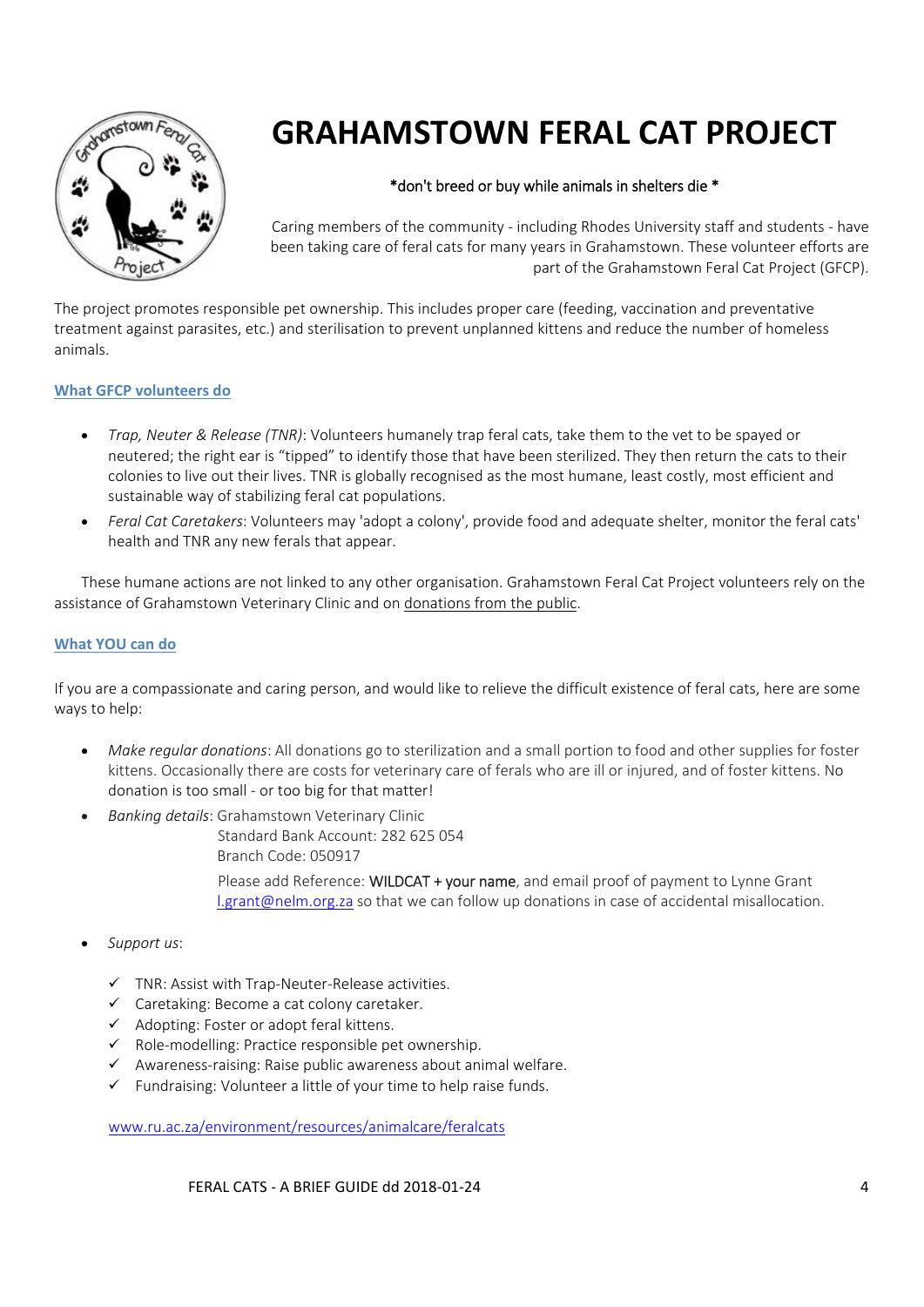# GRAHAMSTOWN FERAL CAT PROJECT

*don't breed or buy while animals in shelters die *

Caring members of the community - including Rhodes University staff and students - have been taking care of feral cats for many years in Grahamstown. These volunteer efforts are part of the Grahamstown Feral Cat Project (GFCP).

The project promotes responsible pet ownership. This includes proper care (feeding, vaccination and preventative treatment against parasites, etc.) and sterilisation to prevent unplanned kittens and reduce the number of homeless animals.

## What GFCP volunteers do

- *Trap, Neuter & Release (TNR)*: Volunteers humanely trap feral cats, take them to the vet to be spayed or neutered; the right ear is "tipped" to identify those that have been sterilized. They then return the cats to their colonies to live out their lives. TNR is globally recognised as the most humane, least costly, most efficient and sustainable way of stabilizing feral cat populations.
- *Feral Cat Caretakers*: Volunteers may 'adopt a colony', provide food and adequate shelter, monitor the feral cats' health and TNR any new ferals that appear.

These humane actions are not linked to any other organisation. Grahamstown Feral Cat Project volunteers rely on the assistance of Grahamstown Veterinary Clinic and on donations from the public.

## What YOU can do

If you are a compassionate and caring person, and would like to relieve the difficult existence of feral cats, here are some ways to help:

- *Make regular donations*: All donations go to sterilization and a small portion to food and other supplies for foster kittens. Occasionally there are costs for veterinary care of ferals who are ill or injured, and of foster kittens. No donation is too small - or too big for that matter!
- *Banking details*: Grahamstown Veterinary Clinic
  Standard Bank Account: 282 625 054
  Branch Code: 050917

  Please add Reference: WILDCAT + your name, and email proof of payment to Lynne Grant l.grant@nelm.org.za so that we can follow up donations in case of accidental misallocation.
- *Support us*:
  - ✓ TNR: Assist with Trap-Neuter-Release activities.
  - ✓ Caretaking: Become a cat colony caretaker.
  - ✓ Adopting: Foster or adopt feral kittens.
  - ✓ Role-modelling: Practice responsible pet ownership.
  - ✓ Awareness-raising: Raise public awareness about animal welfare.
  - ✓ Fundraising: Volunteer a little of your time to help raise funds.

www.ru.ac.za/environment/resources/animalcare/feralcats